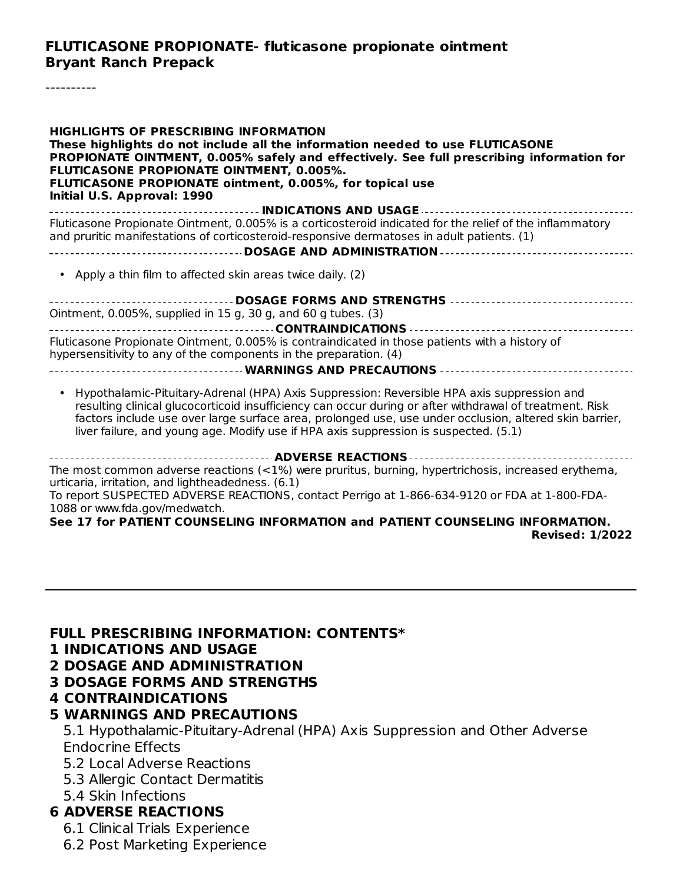**FLUTICASONE PROPIONATE- fluticasone propionate ointment**
**Bryant Ranch Prepack**

----------

**HIGHLIGHTS OF PRESCRIBING INFORMATION**
**These highlights do not include all the information needed to use FLUTICASONE PROPIONATE OINTMENT, 0.005% safely and effectively. See full prescribing information for FLUTICASONE PROPIONATE OINTMENT, 0.005%.**
**FLUTICASONE PROPIONATE ointment, 0.005%, for topical use**
**Initial U.S. Approval: 1990**

**INDICATIONS AND USAGE**

Fluticasone Propionate Ointment, 0.005% is a corticosteroid indicated for the relief of the inflammatory and pruritic manifestations of corticosteroid-responsive dermatoses in adult patients. (1)

**DOSAGE AND ADMINISTRATION**

- Apply a thin film to affected skin areas twice daily. (2)

**DOSAGE FORMS AND STRENGTHS**

Ointment, 0.005%, supplied in 15 g, 30 g, and 60 g tubes. (3)

**CONTRAINDICATIONS**

Fluticasone Propionate Ointment, 0.005% is contraindicated in those patients with a history of hypersensitivity to any of the components in the preparation. (4)

**WARNINGS AND PRECAUTIONS**

- Hypothalamic-Pituitary-Adrenal (HPA) Axis Suppression: Reversible HPA axis suppression and resulting clinical glucocorticoid insufficiency can occur during or after withdrawal of treatment. Risk factors include use over large surface area, prolonged use, use under occlusion, altered skin barrier, liver failure, and young age. Modify use if HPA axis suppression is suspected. (5.1)

**ADVERSE REACTIONS**

The most common adverse reactions (<1%) were pruritus, burning, hypertrichosis, increased erythema, urticaria, irritation, and lightheadedness. (6.1)
To report SUSPECTED ADVERSE REACTIONS, contact Perrigo at 1-866-634-9120 or FDA at 1-800-FDA-1088 or www.fda.gov/medwatch.

**See 17 for PATIENT COUNSELING INFORMATION and PATIENT COUNSELING INFORMATION.**

**Revised: 1/2022**

---

**FULL PRESCRIBING INFORMATION: CONTENTS***

**1 INDICATIONS AND USAGE**
**2 DOSAGE AND ADMINISTRATION**
**3 DOSAGE FORMS AND STRENGTHS**
**4 CONTRAINDICATIONS**
**5 WARNINGS AND PRECAUTIONS**
- 5.1 Hypothalamic-Pituitary-Adrenal (HPA) Axis Suppression and Other Adverse Endocrine Effects
- 5.2 Local Adverse Reactions
- 5.3 Allergic Contact Dermatitis
- 5.4 Skin Infections

**6 ADVERSE REACTIONS**
- 6.1 Clinical Trials Experience
- 6.2 Post Marketing Experience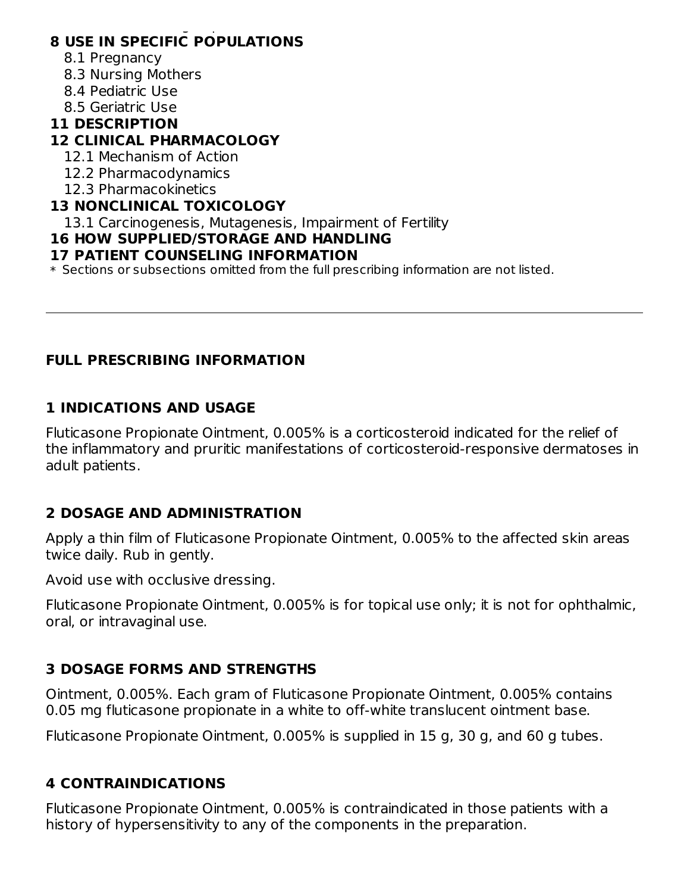**8 USE IN SPECIFIC POPULATIONS**

8.1 Pregnancy

8.3 Nursing Mothers

8.4 Pediatric Use

8.5 Geriatric Use

**11 DESCRIPTION**

**12 CLINICAL PHARMACOLOGY**

12.1 Mechanism of Action

12.2 Pharmacodynamics

12.3 Pharmacokinetics

**13 NONCLINICAL TOXICOLOGY**

13.1 Carcinogenesis, Mutagenesis, Impairment of Fertility

**16 HOW SUPPLIED/STORAGE AND HANDLING**

**17 PATIENT COUNSELING INFORMATION**

* Sections or subsections omitted from the full prescribing information are not listed.

---

## FULL PRESCRIBING INFORMATION

## 1 INDICATIONS AND USAGE

Fluticasone Propionate Ointment, 0.005% is a corticosteroid indicated for the relief of the inflammatory and pruritic manifestations of corticosteroid-responsive dermatoses in adult patients.

## 2 DOSAGE AND ADMINISTRATION

Apply a thin film of Fluticasone Propionate Ointment, 0.005% to the affected skin areas twice daily. Rub in gently.

Avoid use with occlusive dressing.

Fluticasone Propionate Ointment, 0.005% is for topical use only; it is not for ophthalmic, oral, or intravaginal use.

## 3 DOSAGE FORMS AND STRENGTHS

Ointment, 0.005%. Each gram of Fluticasone Propionate Ointment, 0.005% contains 0.05 mg fluticasone propionate in a white to off-white translucent ointment base.

Fluticasone Propionate Ointment, 0.005% is supplied in 15 g, 30 g, and 60 g tubes.

## 4 CONTRAINDICATIONS

Fluticasone Propionate Ointment, 0.005% is contraindicated in those patients with a history of hypersensitivity to any of the components in the preparation.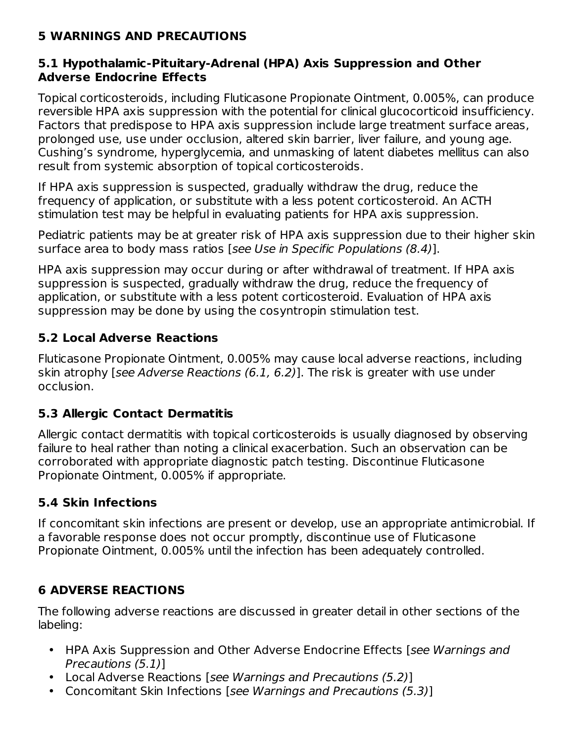## 5 WARNINGS AND PRECAUTIONS

### 5.1 Hypothalamic-Pituitary-Adrenal (HPA) Axis Suppression and Other Adverse Endocrine Effects

Topical corticosteroids, including Fluticasone Propionate Ointment, 0.005%, can produce reversible HPA axis suppression with the potential for clinical glucocorticoid insufficiency. Factors that predispose to HPA axis suppression include large treatment surface areas, prolonged use, use under occlusion, altered skin barrier, liver failure, and young age. Cushing's syndrome, hyperglycemia, and unmasking of latent diabetes mellitus can also result from systemic absorption of topical corticosteroids.

If HPA axis suppression is suspected, gradually withdraw the drug, reduce the frequency of application, or substitute with a less potent corticosteroid. An ACTH stimulation test may be helpful in evaluating patients for HPA axis suppression.

Pediatric patients may be at greater risk of HPA axis suppression due to their higher skin surface area to body mass ratios [*see Use in Specific Populations (8.4)*].

HPA axis suppression may occur during or after withdrawal of treatment. If HPA axis suppression is suspected, gradually withdraw the drug, reduce the frequency of application, or substitute with a less potent corticosteroid. Evaluation of HPA axis suppression may be done by using the cosyntropin stimulation test.

### 5.2 Local Adverse Reactions

Fluticasone Propionate Ointment, 0.005% may cause local adverse reactions, including skin atrophy [*see Adverse Reactions (6.1, 6.2)*]. The risk is greater with use under occlusion.

### 5.3 Allergic Contact Dermatitis

Allergic contact dermatitis with topical corticosteroids is usually diagnosed by observing failure to heal rather than noting a clinical exacerbation. Such an observation can be corroborated with appropriate diagnostic patch testing. Discontinue Fluticasone Propionate Ointment, 0.005% if appropriate.

### 5.4 Skin Infections

If concomitant skin infections are present or develop, use an appropriate antimicrobial. If a favorable response does not occur promptly, discontinue use of Fluticasone Propionate Ointment, 0.005% until the infection has been adequately controlled.

## 6 ADVERSE REACTIONS

The following adverse reactions are discussed in greater detail in other sections of the labeling:

- HPA Axis Suppression and Other Adverse Endocrine Effects [*see Warnings and Precautions (5.1)*]
- Local Adverse Reactions [*see Warnings and Precautions (5.2)*]
- Concomitant Skin Infections [*see Warnings and Precautions (5.3)*]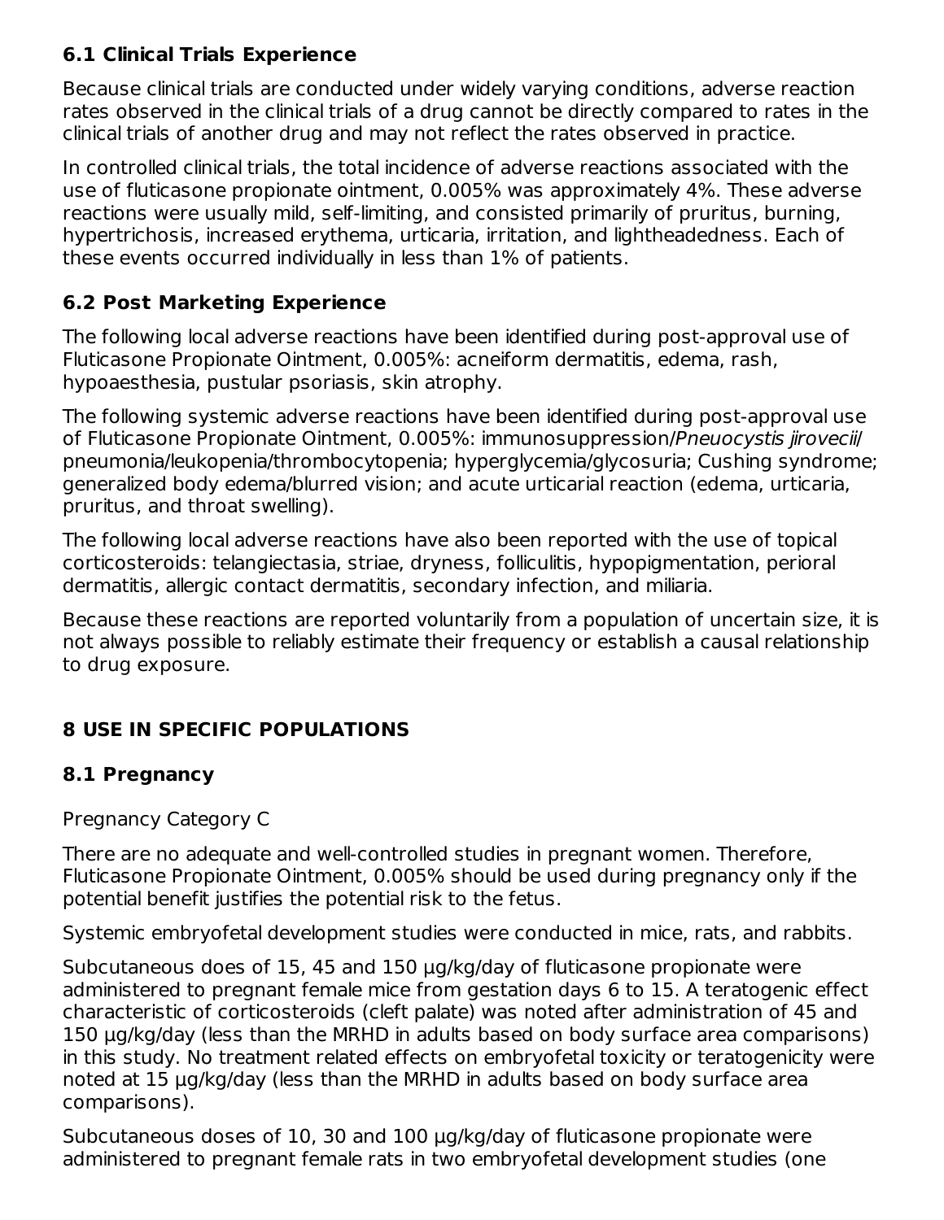### 6.1 Clinical Trials Experience

Because clinical trials are conducted under widely varying conditions, adverse reaction rates observed in the clinical trials of a drug cannot be directly compared to rates in the clinical trials of another drug and may not reflect the rates observed in practice.

In controlled clinical trials, the total incidence of adverse reactions associated with the use of fluticasone propionate ointment, 0.005% was approximately 4%. These adverse reactions were usually mild, self-limiting, and consisted primarily of pruritus, burning, hypertrichosis, increased erythema, urticaria, irritation, and lightheadedness. Each of these events occurred individually in less than 1% of patients.

### 6.2 Post Marketing Experience

The following local adverse reactions have been identified during post-approval use of Fluticasone Propionate Ointment, 0.005%: acneiform dermatitis, edema, rash, hypoaesthesia, pustular psoriasis, skin atrophy.

The following systemic adverse reactions have been identified during post-approval use of Fluticasone Propionate Ointment, 0.005%: immunosuppression/*Pneuocystis jirovecii*/pneumonia/leukopenia/thrombocytopenia; hyperglycemia/glycosuria; Cushing syndrome; generalized body edema/blurred vision; and acute urticarial reaction (edema, urticaria, pruritus, and throat swelling).

The following local adverse reactions have also been reported with the use of topical corticosteroids: telangiectasia, striae, dryness, folliculitis, hypopigmentation, perioral dermatitis, allergic contact dermatitis, secondary infection, and miliaria.

Because these reactions are reported voluntarily from a population of uncertain size, it is not always possible to reliably estimate their frequency or establish a causal relationship to drug exposure.

## 8 USE IN SPECIFIC POPULATIONS

### 8.1 Pregnancy

Pregnancy Category C

There are no adequate and well-controlled studies in pregnant women. Therefore, Fluticasone Propionate Ointment, 0.005% should be used during pregnancy only if the potential benefit justifies the potential risk to the fetus.

Systemic embryofetal development studies were conducted in mice, rats, and rabbits.

Subcutaneous does of 15, 45 and 150 µg/kg/day of fluticasone propionate were administered to pregnant female mice from gestation days 6 to 15. A teratogenic effect characteristic of corticosteroids (cleft palate) was noted after administration of 45 and 150 µg/kg/day (less than the MRHD in adults based on body surface area comparisons) in this study. No treatment related effects on embryofetal toxicity or teratogenicity were noted at 15 µg/kg/day (less than the MRHD in adults based on body surface area comparisons).

Subcutaneous doses of 10, 30 and 100 µg/kg/day of fluticasone propionate were administered to pregnant female rats in two embryofetal development studies (one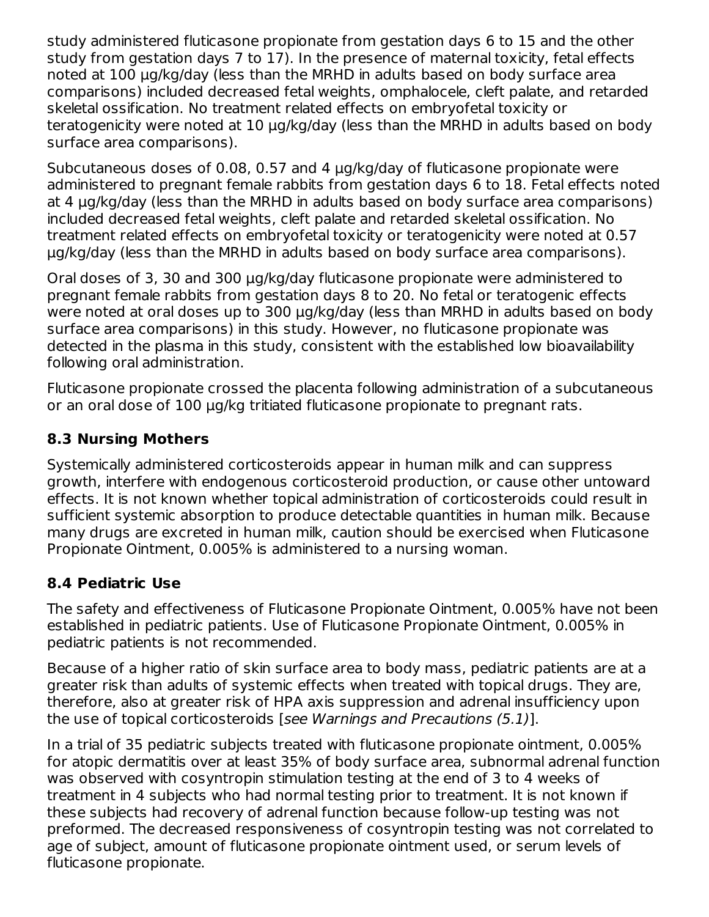study administered fluticasone propionate from gestation days 6 to 15 and the other study from gestation days 7 to 17). In the presence of maternal toxicity, fetal effects noted at 100 µg/kg/day (less than the MRHD in adults based on body surface area comparisons) included decreased fetal weights, omphalocele, cleft palate, and retarded skeletal ossification. No treatment related effects on embryofetal toxicity or teratogenicity were noted at 10 µg/kg/day (less than the MRHD in adults based on body surface area comparisons).

Subcutaneous doses of 0.08, 0.57 and 4 µg/kg/day of fluticasone propionate were administered to pregnant female rabbits from gestation days 6 to 18. Fetal effects noted at 4 µg/kg/day (less than the MRHD in adults based on body surface area comparisons) included decreased fetal weights, cleft palate and retarded skeletal ossification. No treatment related effects on embryofetal toxicity or teratogenicity were noted at 0.57 µg/kg/day (less than the MRHD in adults based on body surface area comparisons).

Oral doses of 3, 30 and 300 µg/kg/day fluticasone propionate were administered to pregnant female rabbits from gestation days 8 to 20. No fetal or teratogenic effects were noted at oral doses up to 300 µg/kg/day (less than MRHD in adults based on body surface area comparisons) in this study. However, no fluticasone propionate was detected in the plasma in this study, consistent with the established low bioavailability following oral administration.

Fluticasone propionate crossed the placenta following administration of a subcutaneous or an oral dose of 100 µg/kg tritiated fluticasone propionate to pregnant rats.

## 8.3 Nursing Mothers

Systemically administered corticosteroids appear in human milk and can suppress growth, interfere with endogenous corticosteroid production, or cause other untoward effects. It is not known whether topical administration of corticosteroids could result in sufficient systemic absorption to produce detectable quantities in human milk. Because many drugs are excreted in human milk, caution should be exercised when Fluticasone Propionate Ointment, 0.005% is administered to a nursing woman.

## 8.4 Pediatric Use

The safety and effectiveness of Fluticasone Propionate Ointment, 0.005% have not been established in pediatric patients. Use of Fluticasone Propionate Ointment, 0.005% in pediatric patients is not recommended.

Because of a higher ratio of skin surface area to body mass, pediatric patients are at a greater risk than adults of systemic effects when treated with topical drugs. They are, therefore, also at greater risk of HPA axis suppression and adrenal insufficiency upon the use of topical corticosteroids [*see Warnings and Precautions (5.1)*].

In a trial of 35 pediatric subjects treated with fluticasone propionate ointment, 0.005% for atopic dermatitis over at least 35% of body surface area, subnormal adrenal function was observed with cosyntropin stimulation testing at the end of 3 to 4 weeks of treatment in 4 subjects who had normal testing prior to treatment. It is not known if these subjects had recovery of adrenal function because follow-up testing was not preformed. The decreased responsiveness of cosyntropin testing was not correlated to age of subject, amount of fluticasone propionate ointment used, or serum levels of fluticasone propionate.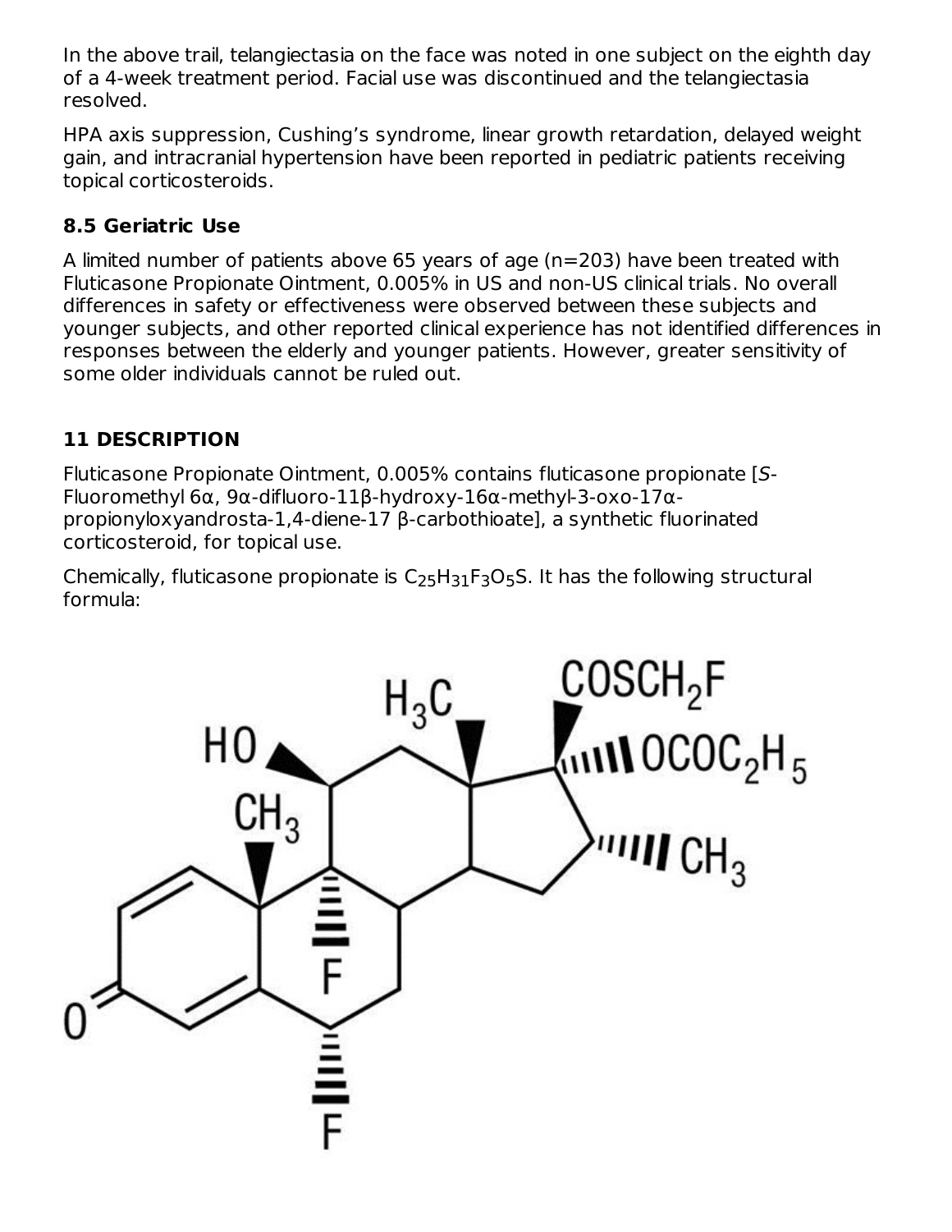In the above trail, telangiectasia on the face was noted in one subject on the eighth day of a 4-week treatment period. Facial use was discontinued and the telangiectasia resolved.

HPA axis suppression, Cushing's syndrome, linear growth retardation, delayed weight gain, and intracranial hypertension have been reported in pediatric patients receiving topical corticosteroids.

### 8.5 Geriatric Use

A limited number of patients above 65 years of age (n=203) have been treated with Fluticasone Propionate Ointment, 0.005% in US and non-US clinical trials. No overall differences in safety or effectiveness were observed between these subjects and younger subjects, and other reported clinical experience has not identified differences in responses between the elderly and younger patients. However, greater sensitivity of some older individuals cannot be ruled out.

## 11 DESCRIPTION

Fluticasone Propionate Ointment, 0.005% contains fluticasone propionate [*S*-Fluoromethyl 6α, 9α-difluoro-11β-hydroxy-16α-methyl-3-oxo-17α-propionyloxyandrosta-1,4-diene-17 β-carbothioate], a synthetic fluorinated corticosteroid, for topical use.

Chemically, fluticasone propionate is $C_{25}H_{31}F_3O_5S$. It has the following structural formula: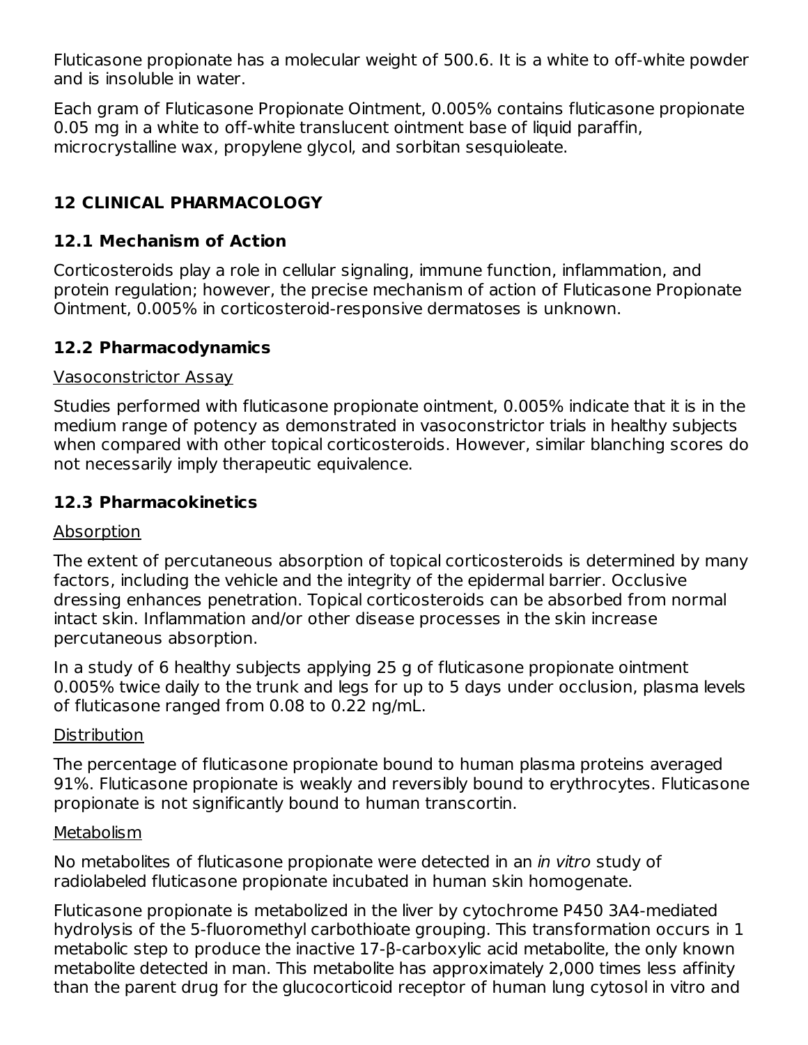Fluticasone propionate has a molecular weight of 500.6. It is a white to off-white powder and is insoluble in water.

Each gram of Fluticasone Propionate Ointment, 0.005% contains fluticasone propionate 0.05 mg in a white to off-white translucent ointment base of liquid paraffin, microcrystalline wax, propylene glycol, and sorbitan sesquioleate.

## 12 CLINICAL PHARMACOLOGY

### 12.1 Mechanism of Action

Corticosteroids play a role in cellular signaling, immune function, inflammation, and protein regulation; however, the precise mechanism of action of Fluticasone Propionate Ointment, 0.005% in corticosteroid-responsive dermatoses is unknown.

### 12.2 Pharmacodynamics

Vasoconstrictor Assay

Studies performed with fluticasone propionate ointment, 0.005% indicate that it is in the medium range of potency as demonstrated in vasoconstrictor trials in healthy subjects when compared with other topical corticosteroids. However, similar blanching scores do not necessarily imply therapeutic equivalence.

### 12.3 Pharmacokinetics

Absorption

The extent of percutaneous absorption of topical corticosteroids is determined by many factors, including the vehicle and the integrity of the epidermal barrier. Occlusive dressing enhances penetration. Topical corticosteroids can be absorbed from normal intact skin. Inflammation and/or other disease processes in the skin increase percutaneous absorption.

In a study of 6 healthy subjects applying 25 g of fluticasone propionate ointment 0.005% twice daily to the trunk and legs for up to 5 days under occlusion, plasma levels of fluticasone ranged from 0.08 to 0.22 ng/mL.

Distribution

The percentage of fluticasone propionate bound to human plasma proteins averaged 91%. Fluticasone propionate is weakly and reversibly bound to erythrocytes. Fluticasone propionate is not significantly bound to human transcortin.

Metabolism

No metabolites of fluticasone propionate were detected in an *in vitro* study of radiolabeled fluticasone propionate incubated in human skin homogenate.

Fluticasone propionate is metabolized in the liver by cytochrome P450 3A4-mediated hydrolysis of the 5-fluoromethyl carbothioate grouping. This transformation occurs in 1 metabolic step to produce the inactive 17-β-carboxylic acid metabolite, the only known metabolite detected in man. This metabolite has approximately 2,000 times less affinity than the parent drug for the glucocorticoid receptor of human lung cytosol in vitro and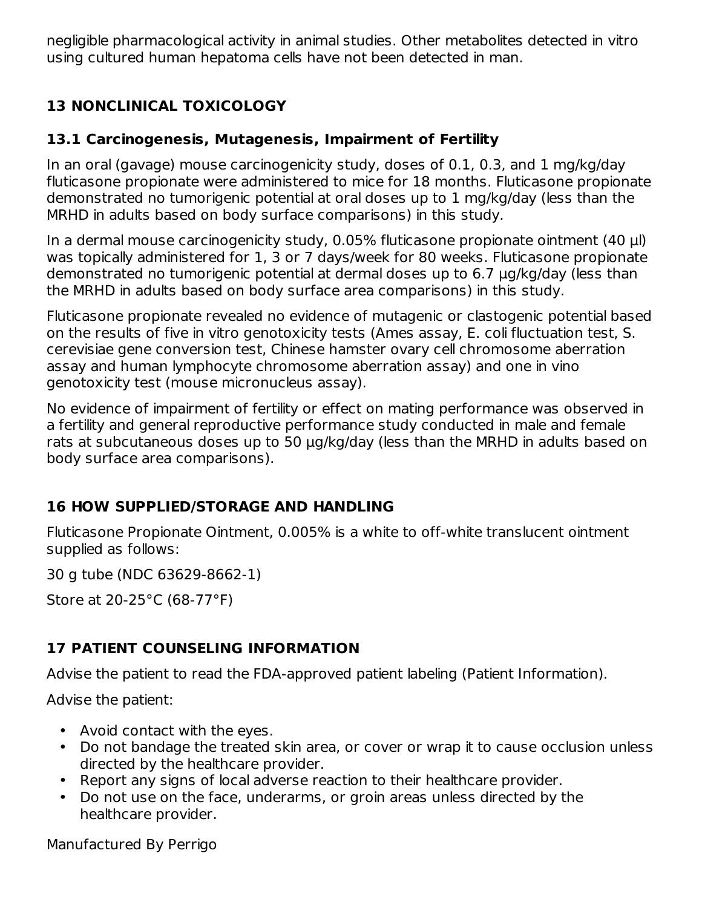negligible pharmacological activity in animal studies. Other metabolites detected in vitro using cultured human hepatoma cells have not been detected in man.

## 13 NONCLINICAL TOXICOLOGY

### 13.1 Carcinogenesis, Mutagenesis, Impairment of Fertility

In an oral (gavage) mouse carcinogenicity study, doses of 0.1, 0.3, and 1 mg/kg/day fluticasone propionate were administered to mice for 18 months. Fluticasone propionate demonstrated no tumorigenic potential at oral doses up to 1 mg/kg/day (less than the MRHD in adults based on body surface comparisons) in this study.

In a dermal mouse carcinogenicity study, 0.05% fluticasone propionate ointment (40 µl) was topically administered for 1, 3 or 7 days/week for 80 weeks. Fluticasone propionate demonstrated no tumorigenic potential at dermal doses up to 6.7 µg/kg/day (less than the MRHD in adults based on body surface area comparisons) in this study.

Fluticasone propionate revealed no evidence of mutagenic or clastogenic potential based on the results of five in vitro genotoxicity tests (Ames assay, E. coli fluctuation test, S. cerevisiae gene conversion test, Chinese hamster ovary cell chromosome aberration assay and human lymphocyte chromosome aberration assay) and one in vino genotoxicity test (mouse micronucleus assay).

No evidence of impairment of fertility or effect on mating performance was observed in a fertility and general reproductive performance study conducted in male and female rats at subcutaneous doses up to 50 µg/kg/day (less than the MRHD in adults based on body surface area comparisons).

## 16 HOW SUPPLIED/STORAGE AND HANDLING

Fluticasone Propionate Ointment, 0.005% is a white to off-white translucent ointment supplied as follows:

30 g tube (NDC 63629-8662-1)

Store at 20-25°C (68-77°F)

## 17 PATIENT COUNSELING INFORMATION

Advise the patient to read the FDA-approved patient labeling (Patient Information).

Advise the patient:

- Avoid contact with the eyes.
- Do not bandage the treated skin area, or cover or wrap it to cause occlusion unless directed by the healthcare provider.
- Report any signs of local adverse reaction to their healthcare provider.
- Do not use on the face, underarms, or groin areas unless directed by the healthcare provider.

Manufactured By Perrigo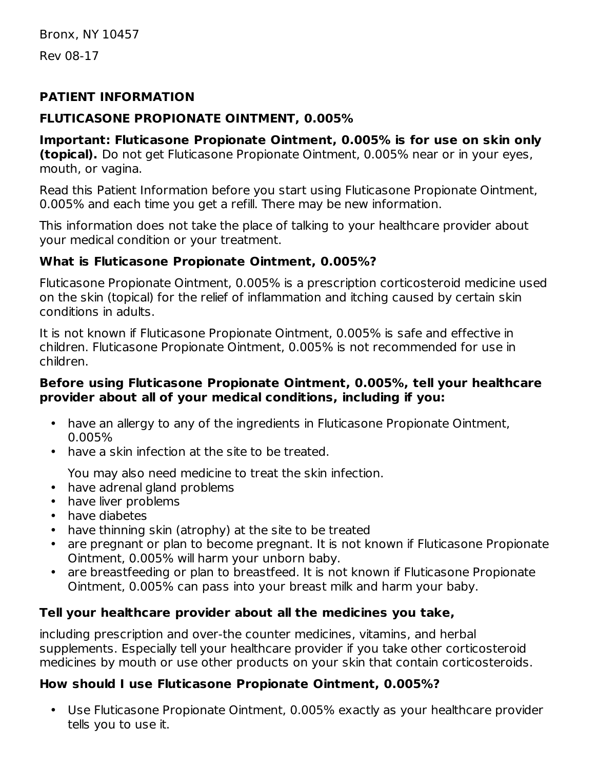Bronx, NY 10457

Rev 08-17

## PATIENT INFORMATION

## FLUTICASONE PROPIONATE OINTMENT, 0.005%

**Important: Fluticasone Propionate Ointment, 0.005% is for use on skin only (topical).** Do not get Fluticasone Propionate Ointment, 0.005% near or in your eyes, mouth, or vagina.

Read this Patient Information before you start using Fluticasone Propionate Ointment, 0.005% and each time you get a refill. There may be new information.

This information does not take the place of talking to your healthcare provider about your medical condition or your treatment.

### What is Fluticasone Propionate Ointment, 0.005%?

Fluticasone Propionate Ointment, 0.005% is a prescription corticosteroid medicine used on the skin (topical) for the relief of inflammation and itching caused by certain skin conditions in adults.

It is not known if Fluticasone Propionate Ointment, 0.005% is safe and effective in children. Fluticasone Propionate Ointment, 0.005% is not recommended for use in children.

### Before using Fluticasone Propionate Ointment, 0.005%, tell your healthcare provider about all of your medical conditions, including if you:

- have an allergy to any of the ingredients in Fluticasone Propionate Ointment, 0.005%
- have a skin infection at the site to be treated.

  You may also need medicine to treat the skin infection.
- have adrenal gland problems
- have liver problems
- have diabetes
- have thinning skin (atrophy) at the site to be treated
- are pregnant or plan to become pregnant. It is not known if Fluticasone Propionate Ointment, 0.005% will harm your unborn baby.
- are breastfeeding or plan to breastfeed. It is not known if Fluticasone Propionate Ointment, 0.005% can pass into your breast milk and harm your baby.

### Tell your healthcare provider about all the medicines you take,

including prescription and over-the counter medicines, vitamins, and herbal supplements. Especially tell your healthcare provider if you take other corticosteroid medicines by mouth or use other products on your skin that contain corticosteroids.

### How should I use Fluticasone Propionate Ointment, 0.005%?

- Use Fluticasone Propionate Ointment, 0.005% exactly as your healthcare provider tells you to use it.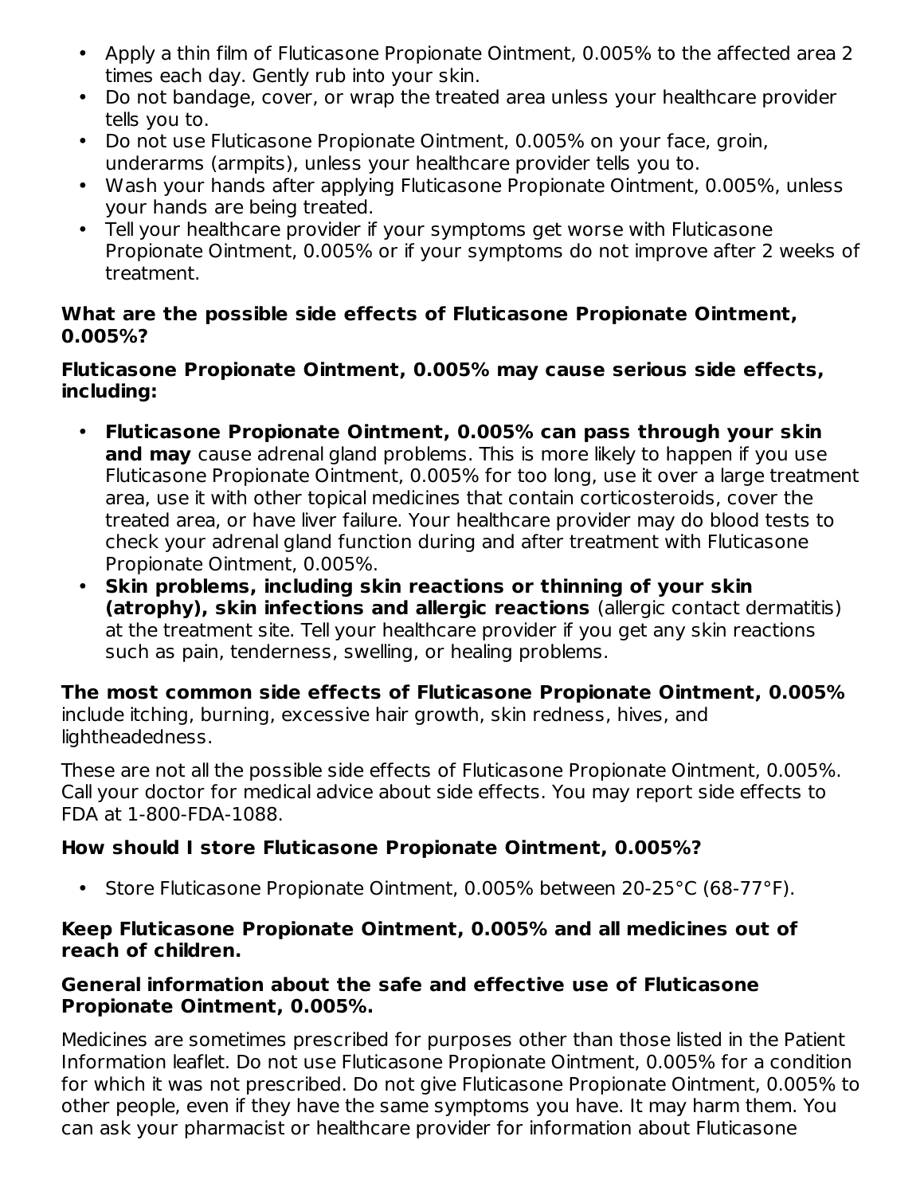- Apply a thin film of Fluticasone Propionate Ointment, 0.005% to the affected area 2 times each day. Gently rub into your skin.
- Do not bandage, cover, or wrap the treated area unless your healthcare provider tells you to.
- Do not use Fluticasone Propionate Ointment, 0.005% on your face, groin, underarms (armpits), unless your healthcare provider tells you to.
- Wash your hands after applying Fluticasone Propionate Ointment, 0.005%, unless your hands are being treated.
- Tell your healthcare provider if your symptoms get worse with Fluticasone Propionate Ointment, 0.005% or if your symptoms do not improve after 2 weeks of treatment.

**What are the possible side effects of Fluticasone Propionate Ointment, 0.005%?**

**Fluticasone Propionate Ointment, 0.005% may cause serious side effects, including:**

- **Fluticasone Propionate Ointment, 0.005% can pass through your skin and may** cause adrenal gland problems. This is more likely to happen if you use Fluticasone Propionate Ointment, 0.005% for too long, use it over a large treatment area, use it with other topical medicines that contain corticosteroids, cover the treated area, or have liver failure. Your healthcare provider may do blood tests to check your adrenal gland function during and after treatment with Fluticasone Propionate Ointment, 0.005%.
- **Skin problems, including skin reactions or thinning of your skin (atrophy), skin infections and allergic reactions** (allergic contact dermatitis) at the treatment site. Tell your healthcare provider if you get any skin reactions such as pain, tenderness, swelling, or healing problems.

**The most common side effects of Fluticasone Propionate Ointment, 0.005%** include itching, burning, excessive hair growth, skin redness, hives, and lightheadedness.

These are not all the possible side effects of Fluticasone Propionate Ointment, 0.005%. Call your doctor for medical advice about side effects. You may report side effects to FDA at 1-800-FDA-1088.

**How should I store Fluticasone Propionate Ointment, 0.005%?**

- Store Fluticasone Propionate Ointment, 0.005% between 20-25°C (68-77°F).

**Keep Fluticasone Propionate Ointment, 0.005% and all medicines out of reach of children.**

**General information about the safe and effective use of Fluticasone Propionate Ointment, 0.005%.**

Medicines are sometimes prescribed for purposes other than those listed in the Patient Information leaflet. Do not use Fluticasone Propionate Ointment, 0.005% for a condition for which it was not prescribed. Do not give Fluticasone Propionate Ointment, 0.005% to other people, even if they have the same symptoms you have. It may harm them. You can ask your pharmacist or healthcare provider for information about Fluticasone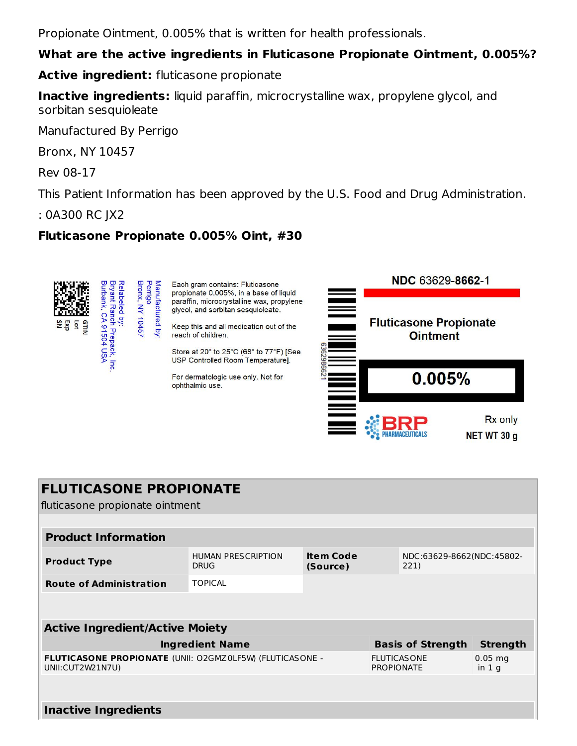Propionate Ointment, 0.005% that is written for health professionals.

**What are the active ingredients in Fluticasone Propionate Ointment, 0.005%?**

**Active ingredient:** fluticasone propionate

**Inactive ingredients:** liquid paraffin, microcrystalline wax, propylene glycol, and sorbitan sesquioleate

Manufactured By Perrigo

Bronx, NY 10457

Rev 08-17

This Patient Information has been approved by the U.S. Food and Drug Administration.

: 0A300 RC JX2

**Fluticasone Propionate 0.005% Oint, #30**

GTIN
Lot
Exp
SN

Relabeled by:
Bryant Ranch Prepack, Inc.
Burbank, CA 91504 USA

Manufactured by:
Perrigo
Bronx, NY 10457

Each gram contains: Fluticasone propionate 0.005%, in a base of liquid paraffin, microcrystalline wax, propylene glycol, and sorbitan sesquioleate.

Keep this and all medication out of the reach of children.

Store at 20° to 25°C (68° to 77°F) [See USP Controlled Room Temperature].

For dermatologic use only. Not for ophthalmic use.

6362986621

NDC 63629-**8662**-1

**Fluticasone Propionate Ointment**

**0.005%**

BRP PHARMACEUTICALS

Rx only

NET WT 30 g

## FLUTICASONE PROPIONATE

fluticasone propionate ointment

| **Product Information** | | | |
|---|---|---|---|
| **Product Type** | HUMAN PRESCRIPTION DRUG | **Item Code (Source)** | NDC:63629-8662(NDC:45802-221) |
| **Route of Administration** | TOPICAL | | |

| **Active Ingredient/Active Moiety** | | |
|---|---|---|
| **Ingredient Name** | **Basis of Strength** | **Strength** |
| **FLUTICASONE PROPIONATE** (UNII: O2GMZ0LF5W) (FLUTICASONE - UNII:CUT2W21N7U) | FLUTICASONE PROPIONATE | 0.05 mg in 1 g |

| **Inactive Ingredients** |
|---|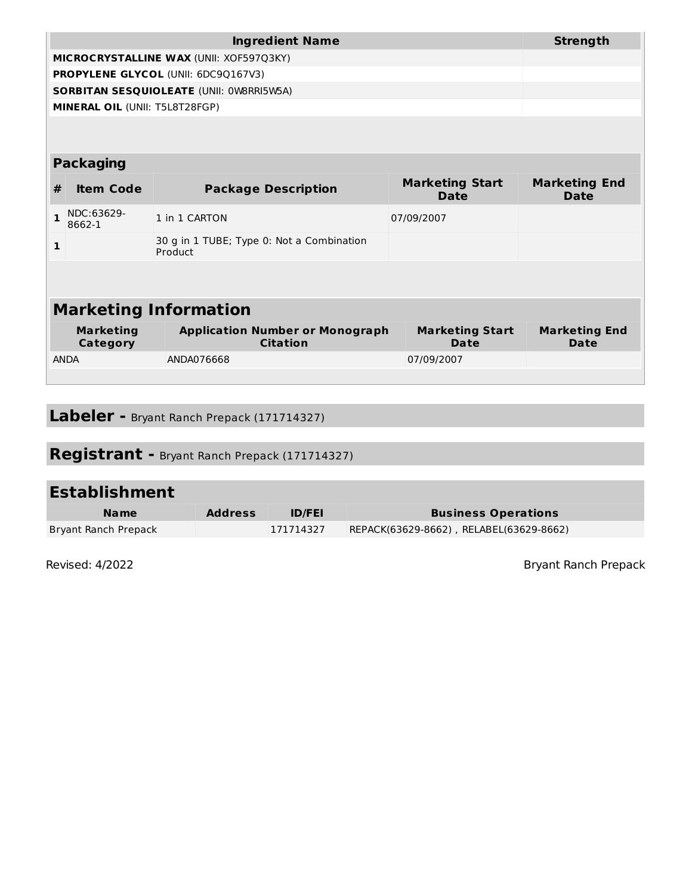| Ingredient Name | Strength |
|---|---|
| **MICROCRYSTALLINE WAX** (UNII: XOF597Q3KY) | |
| **PROPYLENE GLYCOL** (UNII: 6DC9Q167V3) | |
| **SORBITAN SESQUIOLEATE** (UNII: 0W8RRI5W5A) | |
| **MINERAL OIL** (UNII: T5L8T28FGP) | |

**Packaging**

| # | Item Code | Package Description | Marketing Start Date | Marketing End Date |
|---|---|---|---|---|
| 1 | NDC:63629-8662-1 | 1 in 1 CARTON | 07/09/2007 | |
| 1 | | 30 g in 1 TUBE; Type 0: Not a Combination Product | | |

## Marketing Information

| Marketing Category | Application Number or Monograph Citation | Marketing Start Date | Marketing End Date |
|---|---|---|---|
| ANDA | ANDA076668 | 07/09/2007 | |

## Labeler - Bryant Ranch Prepack (171714327)

## Registrant - Bryant Ranch Prepack (171714327)

## Establishment

| Name | Address | ID/FEI | Business Operations |
|---|---|---|---|
| Bryant Ranch Prepack | | 171714327 | REPACK(63629-8662) , RELABEL(63629-8662) |

Revised: 4/2022

Bryant Ranch Prepack